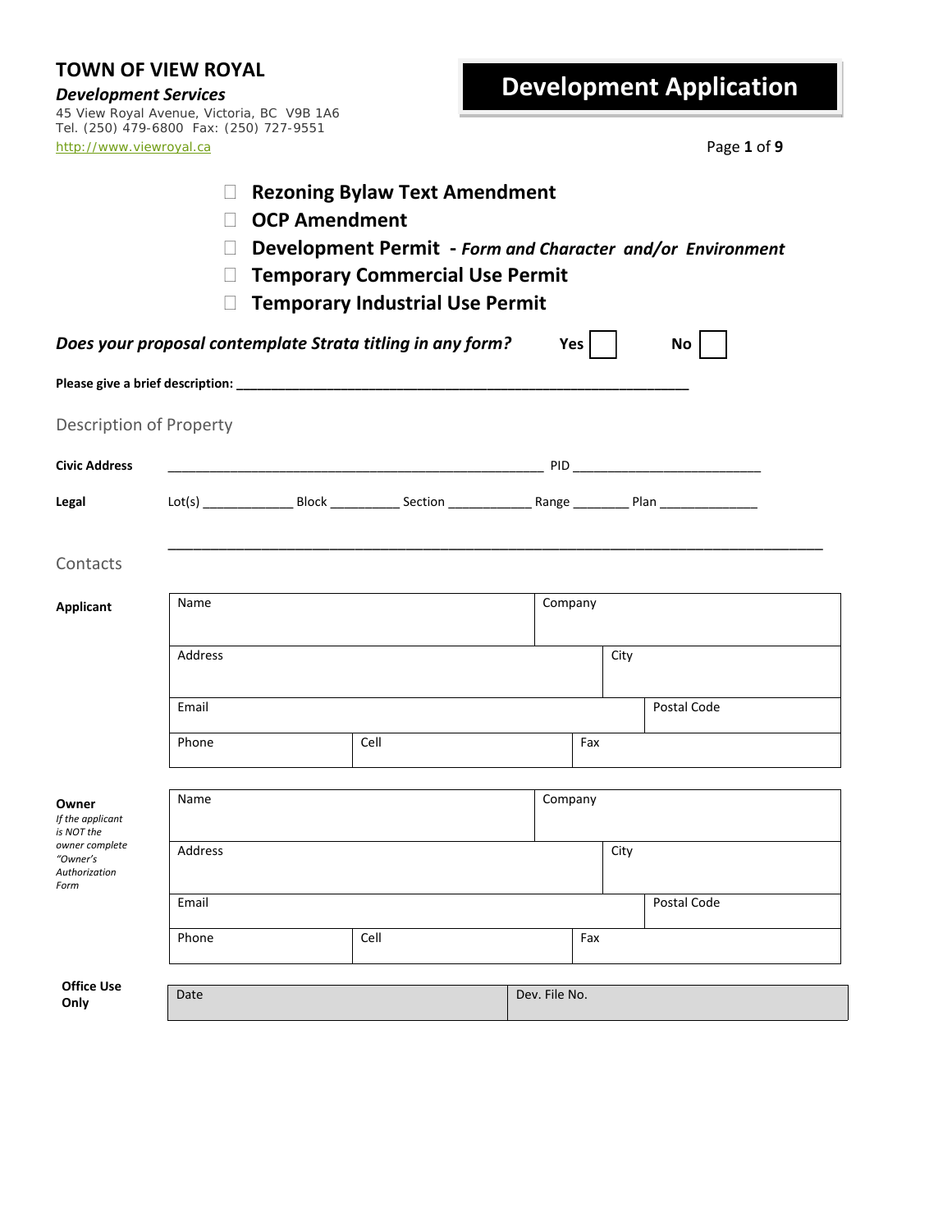**TOWN OF VIEW ROYAL**

***Development Services***

45 View Royal Avenue, Victoria, BC V9B 1A6
Tel. (250) 479-6800 Fax: (250) 727-9551
http://www.viewroyal.ca

# Development Application

- ☐ **Rezoning Bylaw Text Amendment**
- ☐ **OCP Amendment**
- ☐ **Development Permit - *Form and Character and/or Environment***
- ☐ **Temporary Commercial Use Permit**
- ☐ **Temporary Industrial Use Permit**

***Does your proposal contemplate Strata titling in any form?*** **Yes** ☐ **No** ☐

**Please give a brief description:** ______________________________________________

## Description of Property

**Civic Address** ______________________________________________ PID ________________________

**Legal** Lot(s) ____________ Block _________ Section ___________ Range _______ Plan _____________

______________________________________________________________________________

## Contacts

**Applicant**

| Name | | Company | |
|---|---|---|---|
| Address | | | City |
| Email | | | Postal Code |
| Phone | Cell | Fax | |

**Owner**
*If the applicant is NOT the owner complete "Owner's Authorization Form*

| Name | | Company | |
|---|---|---|---|
| Address | | | City |
| Email | | | Postal Code |
| Phone | Cell | Fax | |

**Office Use Only**

| Date | Dev. File No. |
|---|---|
| | |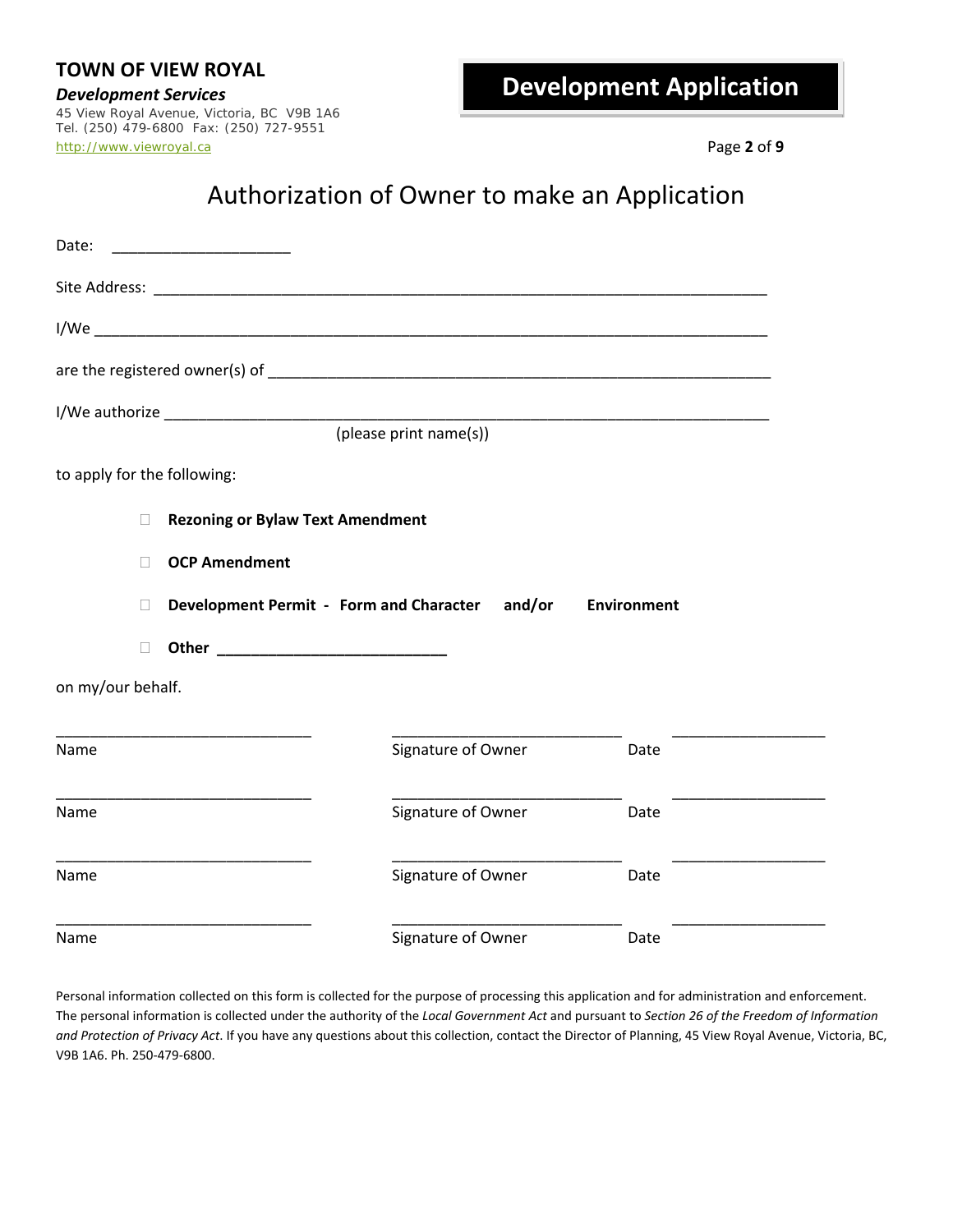**TOWN OF VIEW ROYAL**
***Development Services***
45 View Royal Avenue, Victoria, BC V9B 1A6
Tel. (250) 479-6800 Fax: (250) 727-9551
http://www.viewroyal.ca

# Development Application

## Authorization of Owner to make an Application

Date: ____________________

Site Address: ______________________________________________________________________

I/We ____________________________________________________________________________

are the registered owner(s) of ________________________________________________________

I/We authorize ____________________________________________________________________
(please print name(s))

to apply for the following:

- ☐ **Rezoning or Bylaw Text Amendment**
- ☐ **OCP Amendment**
- ☐ **Development Permit - Form and Character and/or Environment**
- ☐ **Other ______________________**

on my/our behalf.

| | | |
|---|---|---|
| ____________________________ | ____________________________ | __________________ |
| Name | Signature of Owner | Date |
| ____________________________ | ____________________________ | __________________ |
| Name | Signature of Owner | Date |
| ____________________________ | ____________________________ | __________________ |
| Name | Signature of Owner | Date |
| ____________________________ | ____________________________ | __________________ |
| Name | Signature of Owner | Date |

Personal information collected on this form is collected for the purpose of processing this application and for administration and enforcement. The personal information is collected under the authority of the *Local Government Act* and pursuant to *Section 26 of the Freedom of Information and Protection of Privacy Act.* If you have any questions about this collection, contact the Director of Planning, 45 View Royal Avenue, Victoria, BC, V9B 1A6. Ph. 250-479-6800.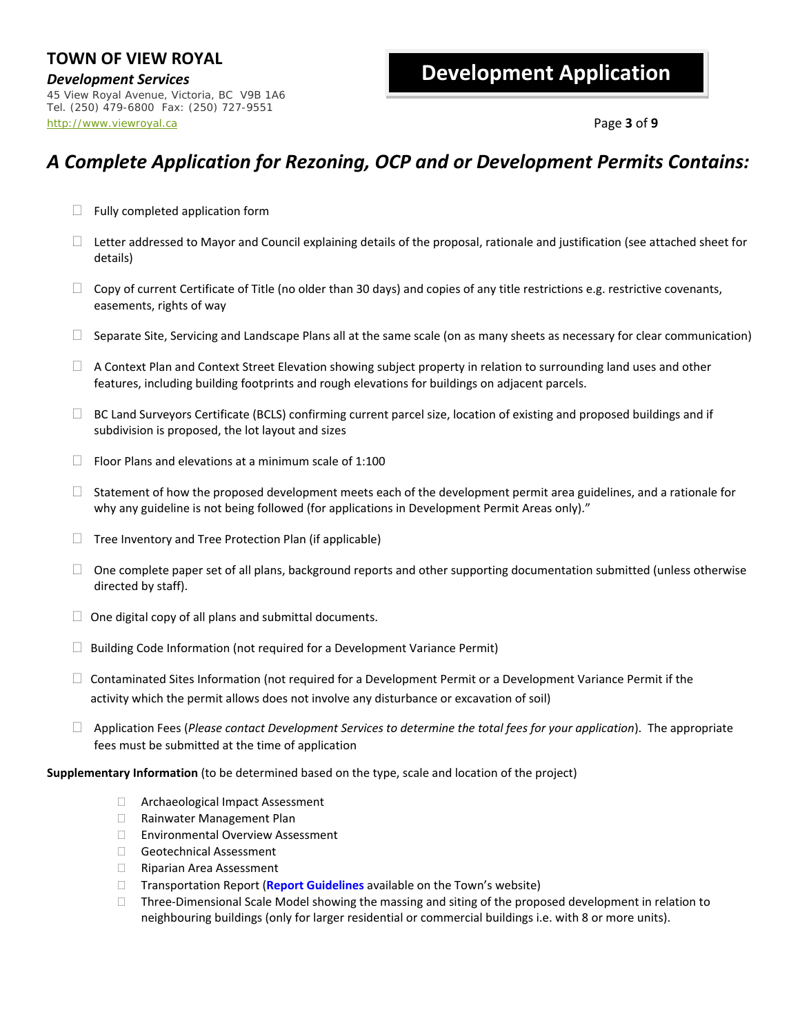**TOWN OF VIEW ROYAL**

***Development Services***

45 View Royal Avenue, Victoria, BC V9B 1A6
Tel. (250) 479-6800 Fax: (250) 727-9551
http://www.viewroyal.ca

**Development Application**

# *A Complete Application for Rezoning, OCP and or Development Permits Contains:*

- ☐ Fully completed application form
- ☐ Letter addressed to Mayor and Council explaining details of the proposal, rationale and justification (see attached sheet for details)
- ☐ Copy of current Certificate of Title (no older than 30 days) and copies of any title restrictions e.g. restrictive covenants, easements, rights of way
- ☐ Separate Site, Servicing and Landscape Plans all at the same scale (on as many sheets as necessary for clear communication)
- ☐ A Context Plan and Context Street Elevation showing subject property in relation to surrounding land uses and other features, including building footprints and rough elevations for buildings on adjacent parcels.
- ☐ BC Land Surveyors Certificate (BCLS) confirming current parcel size, location of existing and proposed buildings and if subdivision is proposed, the lot layout and sizes
- ☐ Floor Plans and elevations at a minimum scale of 1:100
- ☐ Statement of how the proposed development meets each of the development permit area guidelines, and a rationale for why any guideline is not being followed (for applications in Development Permit Areas only)."
- ☐ Tree Inventory and Tree Protection Plan (if applicable)
- ☐ One complete paper set of all plans, background reports and other supporting documentation submitted (unless otherwise directed by staff).
- ☐ One digital copy of all plans and submittal documents.
- ☐ Building Code Information (not required for a Development Variance Permit)
- ☐ Contaminated Sites Information (not required for a Development Permit or a Development Variance Permit if the activity which the permit allows does not involve any disturbance or excavation of soil)
- ☐ Application Fees (*Please contact Development Services to determine the total fees for your application*). The appropriate fees must be submitted at the time of application

**Supplementary Information** (to be determined based on the type, scale and location of the project)

- ☐ Archaeological Impact Assessment
- ☐ Rainwater Management Plan
- ☐ Environmental Overview Assessment
- ☐ Geotechnical Assessment
- ☐ Riparian Area Assessment
- ☐ Transportation Report (**Report Guidelines** available on the Town's website)
- ☐ Three-Dimensional Scale Model showing the massing and siting of the proposed development in relation to neighbouring buildings (only for larger residential or commercial buildings i.e. with 8 or more units).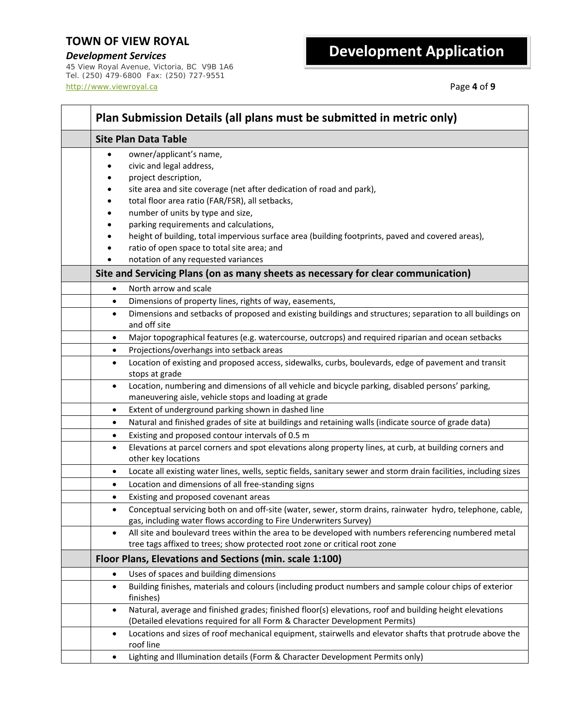TOWN OF VIEW ROYAL

*Development Services*

45 View Royal Avenue, Victoria, BC V9B 1A6
Tel. (250) 479-6800 Fax: (250) 727-9551
http://www.viewroyal.ca

# Development Application

| | Plan Submission Details (all plans must be submitted in metric only) |
|---|---|
| | **Site Plan Data Table** |
| | • owner/applicant's name,<br>• civic and legal address,<br>• project description,<br>• site area and site coverage (net after dedication of road and park),<br>• total floor area ratio (FAR/FSR), all setbacks,<br>• number of units by type and size,<br>• parking requirements and calculations,<br>• height of building, total impervious surface area (building footprints, paved and covered areas),<br>• ratio of open space to total site area; and<br>• notation of any requested variances |
| | **Site and Servicing Plans (on as many sheets as necessary for clear communication)** |
| | • North arrow and scale |
| | • Dimensions of property lines, rights of way, easements, |
| | • Dimensions and setbacks of proposed and existing buildings and structures; separation to all buildings on and off site |
| | • Major topographical features (e.g. watercourse, outcrops) and required riparian and ocean setbacks |
| | • Projections/overhangs into setback areas |
| | • Location of existing and proposed access, sidewalks, curbs, boulevards, edge of pavement and transit stops at grade |
| | • Location, numbering and dimensions of all vehicle and bicycle parking, disabled persons' parking, maneuvering aisle, vehicle stops and loading at grade |
| | • Extent of underground parking shown in dashed line |
| | • Natural and finished grades of site at buildings and retaining walls (indicate source of grade data) |
| | • Existing and proposed contour intervals of 0.5 m |
| | • Elevations at parcel corners and spot elevations along property lines, at curb, at building corners and other key locations |
| | • Locate all existing water lines, wells, septic fields, sanitary sewer and storm drain facilities, including sizes |
| | • Location and dimensions of all free-standing signs |
| | • Existing and proposed covenant areas |
| | • Conceptual servicing both on and off-site (water, sewer, storm drains, rainwater hydro, telephone, cable, gas, including water flows according to Fire Underwriters Survey) |
| | • All site and boulevard trees within the area to be developed with numbers referencing numbered metal tree tags affixed to trees; show protected root zone or critical root zone |
| | **Floor Plans, Elevations and Sections (min. scale 1:100)** |
| | • Uses of spaces and building dimensions |
| | • Building finishes, materials and colours (including product numbers and sample colour chips of exterior finishes) |
| | • Natural, average and finished grades; finished floor(s) elevations, roof and building height elevations (Detailed elevations required for all Form & Character Development Permits) |
| | • Locations and sizes of roof mechanical equipment, stairwells and elevator shafts that protrude above the roof line |
| | • Lighting and Illumination details (Form & Character Development Permits only) |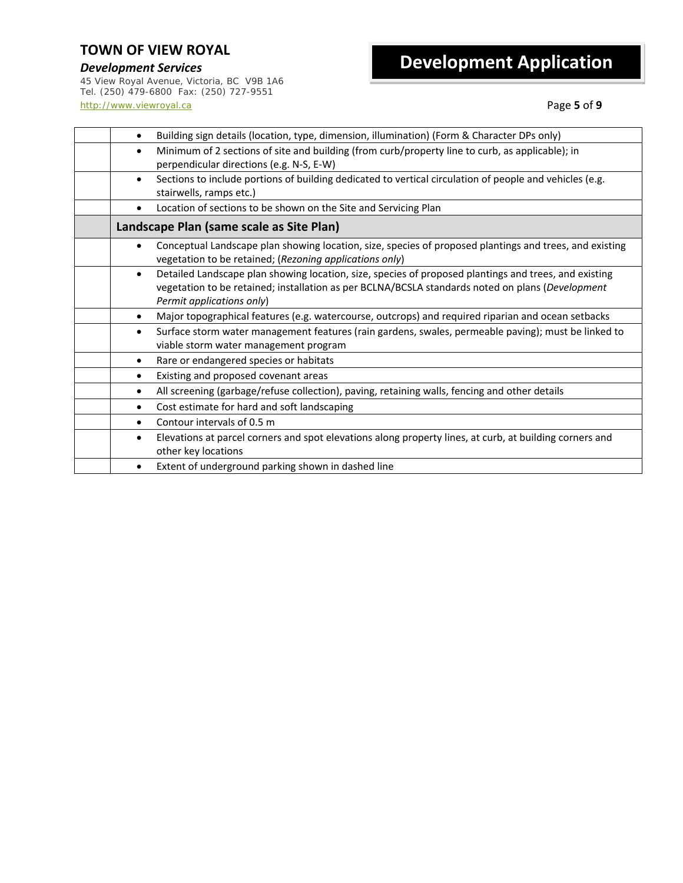| | |
|---|---|
| | • Building sign details (location, type, dimension, illumination) (Form & Character DPs only) |
| | • Minimum of 2 sections of site and building (from curb/property line to curb, as applicable); in perpendicular directions (e.g. N-S, E-W) |
| | • Sections to include portions of building dedicated to vertical circulation of people and vehicles (e.g. stairwells, ramps etc.) |
| | • Location of sections to be shown on the Site and Servicing Plan |
| | **Landscape Plan (same scale as Site Plan)** |
| | • Conceptual Landscape plan showing location, size, species of proposed plantings and trees, and existing vegetation to be retained; (*Rezoning applications only*) |
| | • Detailed Landscape plan showing location, size, species of proposed plantings and trees, and existing vegetation to be retained; installation as per BCLNA/BCSLA standards noted on plans (*Development Permit applications only*) |
| | • Major topographical features (e.g. watercourse, outcrops) and required riparian and ocean setbacks |
| | • Surface storm water management features (rain gardens, swales, permeable paving); must be linked to viable storm water management program |
| | • Rare or endangered species or habitats |
| | • Existing and proposed covenant areas |
| | • All screening (garbage/refuse collection), paving, retaining walls, fencing and other details |
| | • Cost estimate for hard and soft landscaping |
| | • Contour intervals of 0.5 m |
| | • Elevations at parcel corners and spot elevations along property lines, at curb, at building corners and other key locations |
| | • Extent of underground parking shown in dashed line |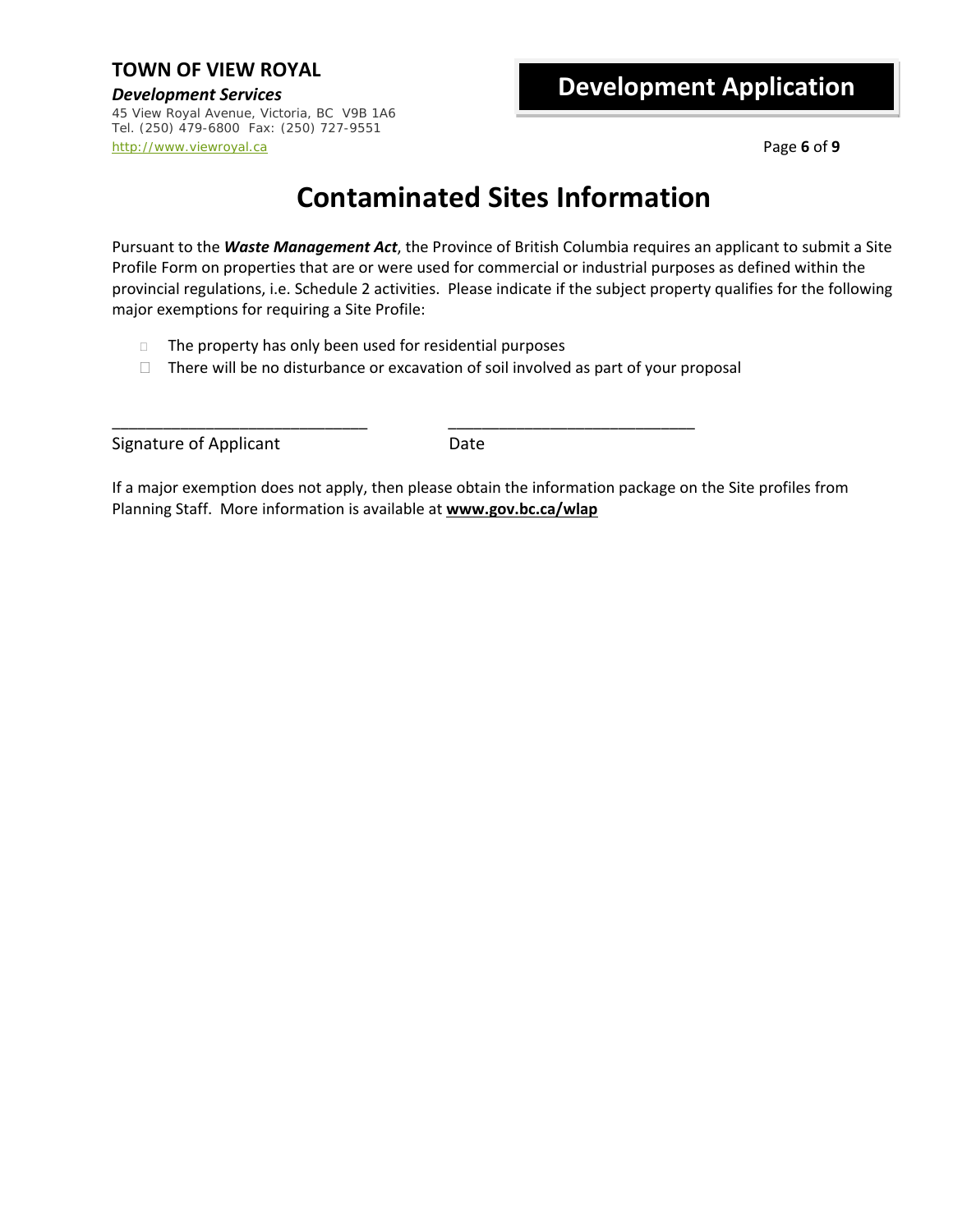**TOWN OF VIEW ROYAL**

***Development Services***

45 View Royal Avenue, Victoria, BC V9B 1A6
Tel. (250) 479-6800 Fax: (250) 727-9551
http://www.viewroyal.ca

**Development Application**

# Contaminated Sites Information

Pursuant to the ***Waste Management Act***, the Province of British Columbia requires an applicant to submit a Site Profile Form on properties that are or were used for commercial or industrial purposes as defined within the provincial regulations, i.e. Schedule 2 activities. Please indicate if the subject property qualifies for the following major exemptions for requiring a Site Profile:

- ☐ The property has only been used for residential purposes
- ☐ There will be no disturbance or excavation of soil involved as part of your proposal

_____________________________ _____________________________

Signature of Applicant Date

If a major exemption does not apply, then please obtain the information package on the Site profiles from Planning Staff. More information is available at **www.gov.bc.ca/wlap**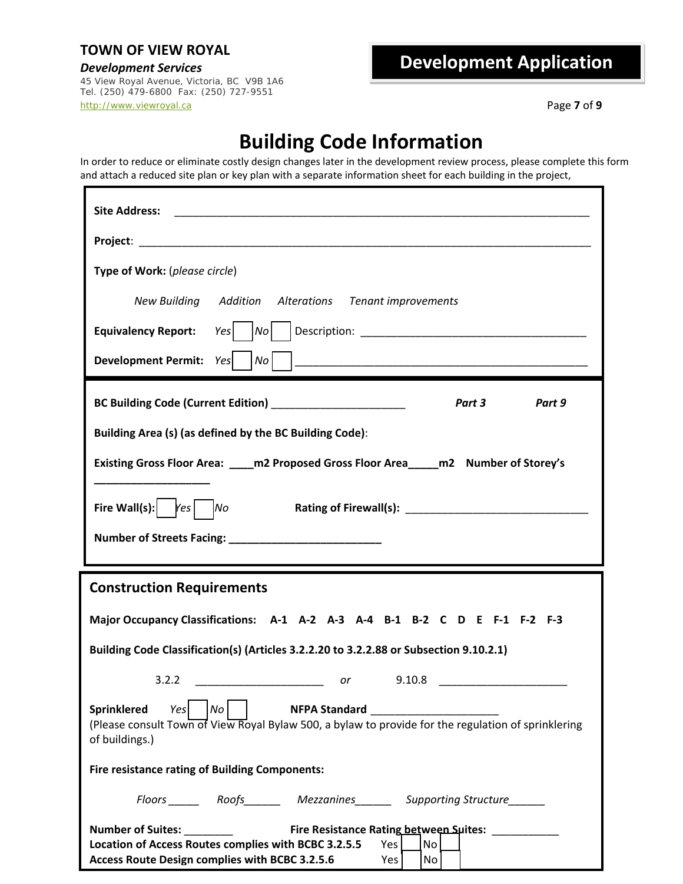**TOWN OF VIEW ROYAL**

***Development Services***

45 View Royal Avenue, Victoria, BC V9B 1A6
Tel. (250) 479-6800 Fax: (250) 727-9551
http://www.viewroyal.ca

**Development Application**

# Building Code Information

In order to reduce or eliminate costly design changes later in the development review process, please complete this form and attach a reduced site plan or key plan with a separate information sheet for each building in the project,

**Site Address:** ____________________________________________________________________

**Project**: __________________________________________________________________________

**Type of Work:** (*please circle*)

*New Building* *Addition* *Alterations* *Tenant improvements*

**Equivalency Report:** *Yes* ☐ *No* ☐ Description: ____________________________________

**Development Permit:** *Yes* ☐ *No* ☐ ______________________________________________

**BC Building Code (Current Edition)** ______________________ ***Part 3*** ***Part 9***

**Building Area (s) (as defined by the BC Building Code)**:

**Existing Gross Floor Area: \_\_\_\_m2 Proposed Gross Floor Area\_\_\_\_\_m2 Number of Storey's \_\_\_\_\_\_\_\_\_\_\_\_\_\_\_\_\_\_**

**Fire Wall(s):** ☐ *Yes* ☐ *No* **Rating of Firewall(s):** ______________________________

**Number of Streets Facing:** _________________________

## Construction Requirements

**Major Occupancy Classifications: A-1 A-2 A-3 A-4 B-1 B-2 C D E F-1 F-2 F-3**

**Building Code Classification(s) (Articles 3.2.2.20 to 3.2.2.88 or Subsection 9.10.2.1)**

3.2.2 ____________________ *or* 9.10.8 ____________________

**Sprinklered** *Yes* ☐ *No* ☐ **NFPA Standard** ____________________
(Please consult Town of View Royal Bylaw 500, a bylaw to provide for the regulation of sprinklering of buildings.)

**Fire resistance rating of Building Components:**

*Floors* \_\_\_\_\_ *Roofs*\_\_\_\_\_\_ *Mezzanines*\_\_\_\_\_\_ *Supporting Structure*\_\_\_\_\_\_

**Number of Suites:** ________ **Fire Resistance Rating between Suites:** ___________

**Location of Access Routes complies with BCBC 3.2.5.5** Yes ☐ No ☐

**Access Route Design complies with BCBC 3.2.5.6** Yes ☐ No ☐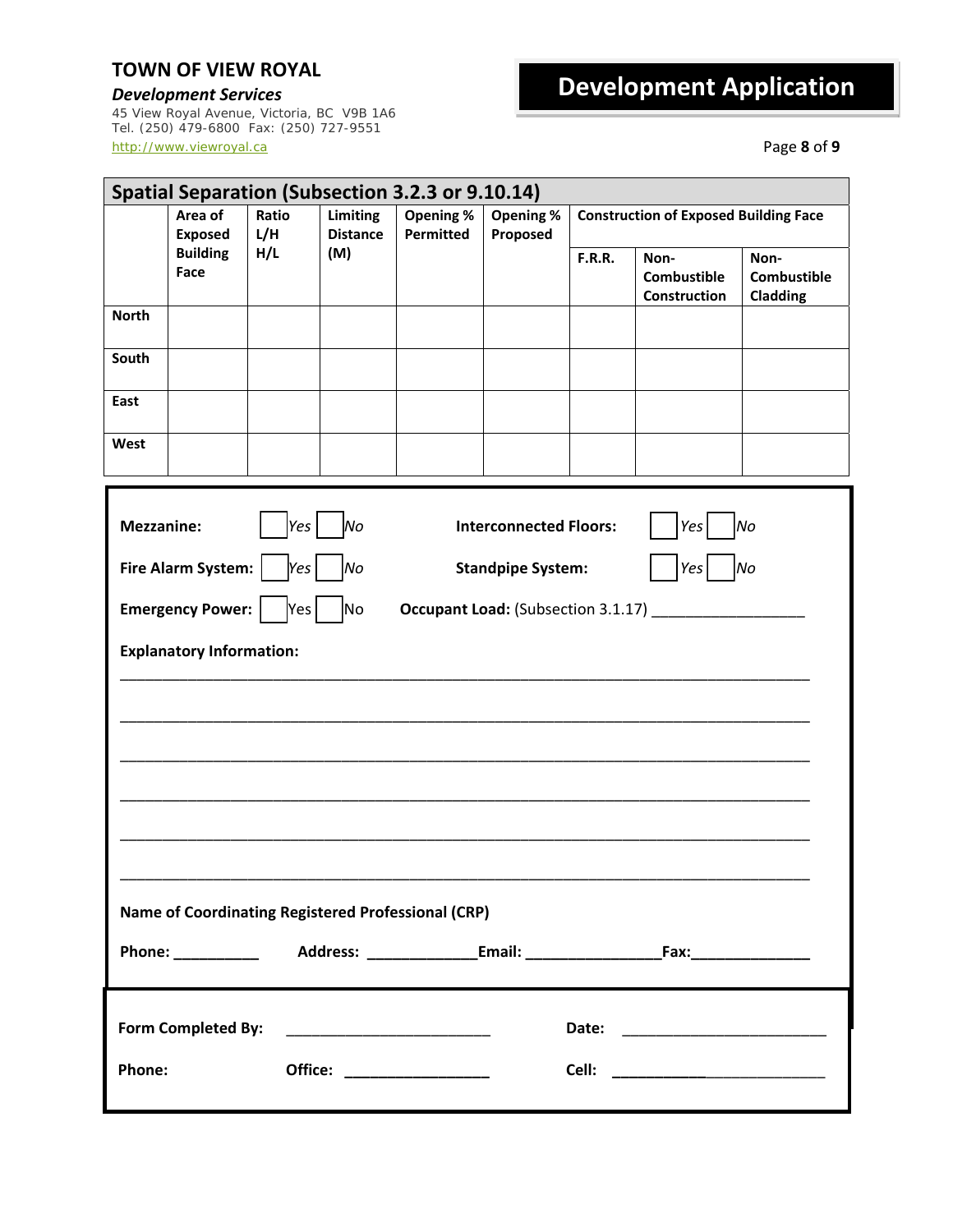**TOWN OF VIEW ROYAL**

***Development Services***

45 View Royal Avenue, Victoria, BC V9B 1A6
Tel. (250) 479-6800 Fax: (250) 727-9551
http://www.viewroyal.ca

# Development Application

## Spatial Separation (Subsection 3.2.3 or 9.10.14)

| | Area of Exposed Building Face | Ratio L/H H/L | Limiting Distance (M) | Opening % Permitted | Opening % Proposed | Construction of Exposed Building Face | | |
|---|---|---|---|---|---|---|---|---|
| | | | | | | F.R.R. | Non-Combustible Construction | Non-Combustible Cladding |
| **North** | | | | | | | | |
| **South** | | | | | | | | |
| **East** | | | | | | | | |
| **West** | | | | | | | | |

**Mezzanine:** ☐ *Yes* ☐ *No*  **Interconnected Floors:** ☐ *Yes* ☐ *No*

**Fire Alarm System:** ☐ *Yes* ☐ *No*  **Standpipe System:** ☐ *Yes* ☐ *No*

**Emergency Power:** ☐ Yes ☐ No  **Occupant Load:** (Subsection 3.1.17) ________________

**Explanatory Information:**

______________________________________________________________________________

______________________________________________________________________________

______________________________________________________________________________

______________________________________________________________________________

______________________________________________________________________________

______________________________________________________________________________

**Name of Coordinating Registered Professional (CRP)**

**Phone:** __________ **Address:** _____________ **Email:** ________________ **Fax:** ______________

**Form Completed By:** ________________________ **Date:** ________________________

**Phone:** **Office:** _________________ **Cell:** _________________________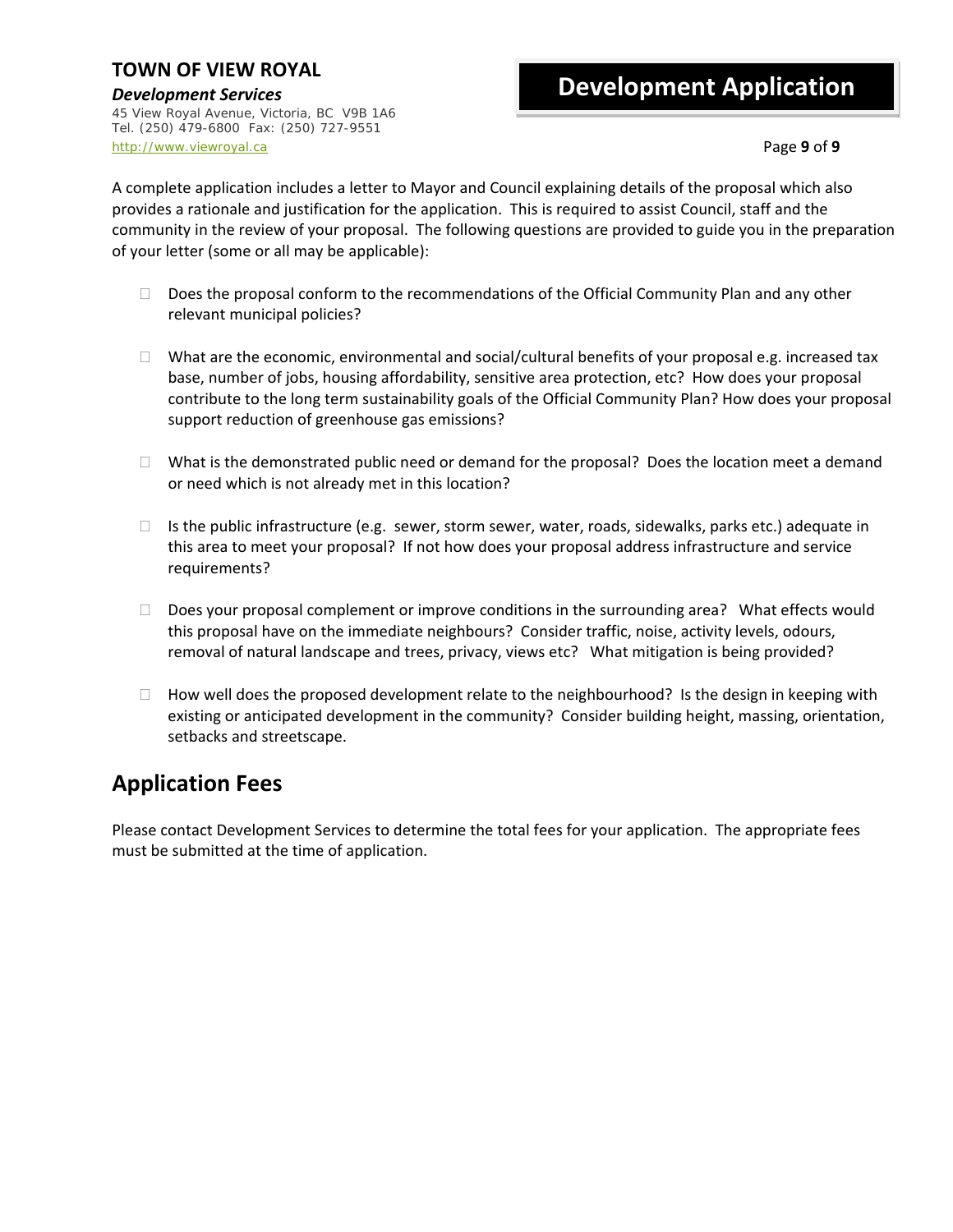A complete application includes a letter to Mayor and Council explaining details of the proposal which also provides a rationale and justification for the application. This is required to assist Council, staff and the community in the review of your proposal. The following questions are provided to guide you in the preparation of your letter (some or all may be applicable):

- Does the proposal conform to the recommendations of the Official Community Plan and any other relevant municipal policies?
- What are the economic, environmental and social/cultural benefits of your proposal e.g. increased tax base, number of jobs, housing affordability, sensitive area protection, etc? How does your proposal contribute to the long term sustainability goals of the Official Community Plan? How does your proposal support reduction of greenhouse gas emissions?
- What is the demonstrated public need or demand for the proposal? Does the location meet a demand or need which is not already met in this location?
- Is the public infrastructure (e.g. sewer, storm sewer, water, roads, sidewalks, parks etc.) adequate in this area to meet your proposal? If not how does your proposal address infrastructure and service requirements?
- Does your proposal complement or improve conditions in the surrounding area? What effects would this proposal have on the immediate neighbours? Consider traffic, noise, activity levels, odours, removal of natural landscape and trees, privacy, views etc? What mitigation is being provided?
- How well does the proposed development relate to the neighbourhood? Is the design in keeping with existing or anticipated development in the community? Consider building height, massing, orientation, setbacks and streetscape.

## Application Fees

Please contact Development Services to determine the total fees for your application. The appropriate fees must be submitted at the time of application.